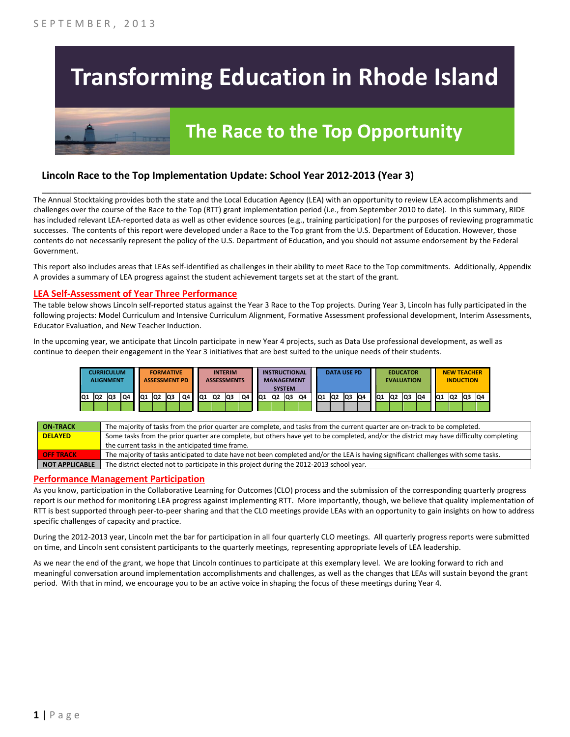SEPTEMBER, 2013

# Transforming Education in Rhode Island

## The Race to the Top Opportunity

### Lincoln Race to the Top Implementation Update: School Year 2012-2013 (Year 3)

The Annual Stocktaking provides both the state and the Local Education Agency (LEA) with an opportunity to review LEA accomplishments and challenges over the course of the Race to the Top (RTT) grant implementation period (i.e., from September 2010 to date). In this summary, RIDE has included relevant LEA-reported data as well as other evidence sources (e.g., training participation) for the purposes of reviewing programmatic successes. The contents of this report were developed under a Race to the Top grant from the U.S. Department of Education. However, those contents do not necessarily represent the policy of the U.S. Department of Education, and you should not assume endorsement by the Federal Government.

This report also includes areas that LEAs self-identified as challenges in their ability to meet Race to the Top commitments. Additionally, Appendix A provides a summary of LEA progress against the student achievement targets set at the start of the grant.

## LEA Self-Assessment of Year Three Performance

The table below shows Lincoln self-reported status against the Year 3 Race to the Top projects. During Year 3, Lincoln has fully participated in the following projects: Model Curriculum and Intensive Curriculum Alignment, Formative Assessment professional development, Interim Assessments, Educator Evaluation, and New Teacher Induction.

In the upcoming year, we anticipate that Lincoln participate in new Year 4 projects, such as Data Use professional development, as well as continue to deepen their engagement in the Year 3 initiatives that are best suited to the unique needs of their students.

| CURRICULUM ALIGNMENT | | | | FORMATIVE ASSESSMENT PD | | | | INTERIM ASSESSMENTS | | | | INSTRUCTIONAL MANAGEMENT SYSTEM | | | | DATA USE PD | | | | EDUCATOR EVALUATION | | | | NEW TEACHER INDUCTION | | | |
|---|---|---|---|---|---|---|---|---|---|---|---|---|---|---|---|---|---|---|---|---|---|---|---|---|---|---|---|
| Q1 | Q2 | Q3 | Q4 | Q1 | Q2 | Q3 | Q4 | Q1 | Q2 | Q3 | Q4 | Q1 | Q2 | Q3 | Q4 | Q1 | Q2 | Q3 | Q4 | Q1 | Q2 | Q3 | Q4 | Q1 | Q2 | Q3 | Q4 |
| On-Track | On-Track | On-Track | On-Track | On-Track | On-Track | On-Track | On-Track | On-Track | On-Track | On-Track | On-Track | On-Track | On-Track | On-Track | On-Track | Not Applicable | Not Applicable | Not Applicable | Not Applicable | On-Track | On-Track | On-Track | On-Track | On-Track | On-Track | On-Track | On-Track |

| | |
|---|---|
| ON-TRACK | The majority of tasks from the prior quarter are complete, and tasks from the current quarter are on-track to be completed. |
| DELAYED | Some tasks from the prior quarter are complete, but others have yet to be completed, and/or the district may have difficulty completing the current tasks in the anticipated time frame. |
| OFF TRACK | The majority of tasks anticipated to date have not been completed and/or the LEA is having significant challenges with some tasks. |
| NOT APPLICABLE | The district elected not to participate in this project during the 2012-2013 school year. |

## Performance Management Participation

As you know, participation in the Collaborative Learning for Outcomes (CLO) process and the submission of the corresponding quarterly progress report is our method for monitoring LEA progress against implementing RTT. More importantly, though, we believe that quality implementation of RTT is best supported through peer-to-peer sharing and that the CLO meetings provide LEAs with an opportunity to gain insights on how to address specific challenges of capacity and practice.

During the 2012-2013 year, Lincoln met the bar for participation in all four quarterly CLO meetings. All quarterly progress reports were submitted on time, and Lincoln sent consistent participants to the quarterly meetings, representing appropriate levels of LEA leadership.

As we near the end of the grant, we hope that Lincoln continues to participate at this exemplary level. We are looking forward to rich and meaningful conversation around implementation accomplishments and challenges, as well as the changes that LEAs will sustain beyond the grant period. With that in mind, we encourage you to be an active voice in shaping the focus of these meetings during Year 4.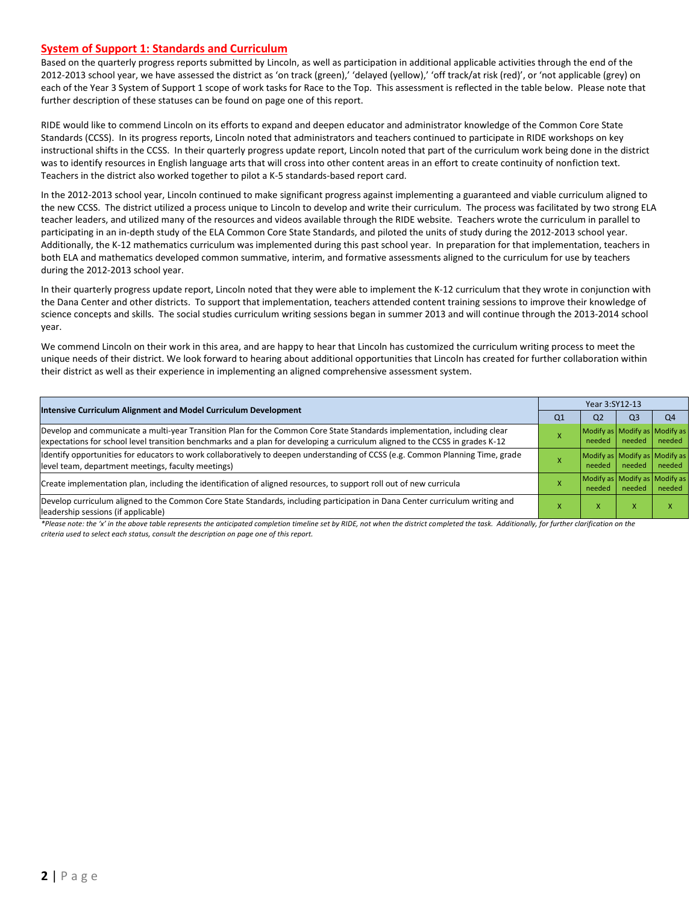## System of Support 1: Standards and Curriculum

Based on the quarterly progress reports submitted by Lincoln, as well as participation in additional applicable activities through the end of the 2012-2013 school year, we have assessed the district as 'on track (green),' 'delayed (yellow),' 'off track/at risk (red)', or 'not applicable (grey) on each of the Year 3 System of Support 1 scope of work tasks for Race to the Top. This assessment is reflected in the table below. Please note that further description of these statuses can be found on page one of this report.

RIDE would like to commend Lincoln on its efforts to expand and deepen educator and administrator knowledge of the Common Core State Standards (CCSS). In its progress reports, Lincoln noted that administrators and teachers continued to participate in RIDE workshops on key instructional shifts in the CCSS. In their quarterly progress update report, Lincoln noted that part of the curriculum work being done in the district was to identify resources in English language arts that will cross into other content areas in an effort to create continuity of nonfiction text. Teachers in the district also worked together to pilot a K-5 standards-based report card.

In the 2012-2013 school year, Lincoln continued to make significant progress against implementing a guaranteed and viable curriculum aligned to the new CCSS. The district utilized a process unique to Lincoln to develop and write their curriculum. The process was facilitated by two strong ELA teacher leaders, and utilized many of the resources and videos available through the RIDE website. Teachers wrote the curriculum in parallel to participating in an in-depth study of the ELA Common Core State Standards, and piloted the units of study during the 2012-2013 school year. Additionally, the K-12 mathematics curriculum was implemented during this past school year. In preparation for that implementation, teachers in both ELA and mathematics developed common summative, interim, and formative assessments aligned to the curriculum for use by teachers during the 2012-2013 school year.

In their quarterly progress update report, Lincoln noted that they were able to implement the K-12 curriculum that they wrote in conjunction with the Dana Center and other districts. To support that implementation, teachers attended content training sessions to improve their knowledge of science concepts and skills. The social studies curriculum writing sessions began in summer 2013 and will continue through the 2013-2014 school year.

We commend Lincoln on their work in this area, and are happy to hear that Lincoln has customized the curriculum writing process to meet the unique needs of their district. We look forward to hearing about additional opportunities that Lincoln has created for further collaboration within their district as well as their experience in implementing an aligned comprehensive assessment system.

| Intensive Curriculum Alignment and Model Curriculum Development | Year 3:SY12-13 | | | |
|---|---|---|---|---|
| | Q1 | Q2 | Q3 | Q4 |
| Develop and communicate a multi-year Transition Plan for the Common Core State Standards implementation, including clear expectations for school level transition benchmarks and a plan for developing a curriculum aligned to the CCSS in grades K-12 | X | Modify as needed | Modify as needed | Modify as needed |
| Identify opportunities for educators to work collaboratively to deepen understanding of CCSS (e.g. Common Planning Time, grade level team, department meetings, faculty meetings) | X | Modify as needed | Modify as needed | Modify as needed |
| Create implementation plan, including the identification of aligned resources, to support roll out of new curricula | X | Modify as needed | Modify as needed | Modify as needed |
| Develop curriculum aligned to the Common Core State Standards, including participation in Dana Center curriculum writing and leadership sessions (if applicable) | X | X | X | X |

*\*Please note: the 'x' in the above table represents the anticipated completion timeline set by RIDE, not when the district completed the task. Additionally, for further clarification on the criteria used to select each status, consult the description on page one of this report.*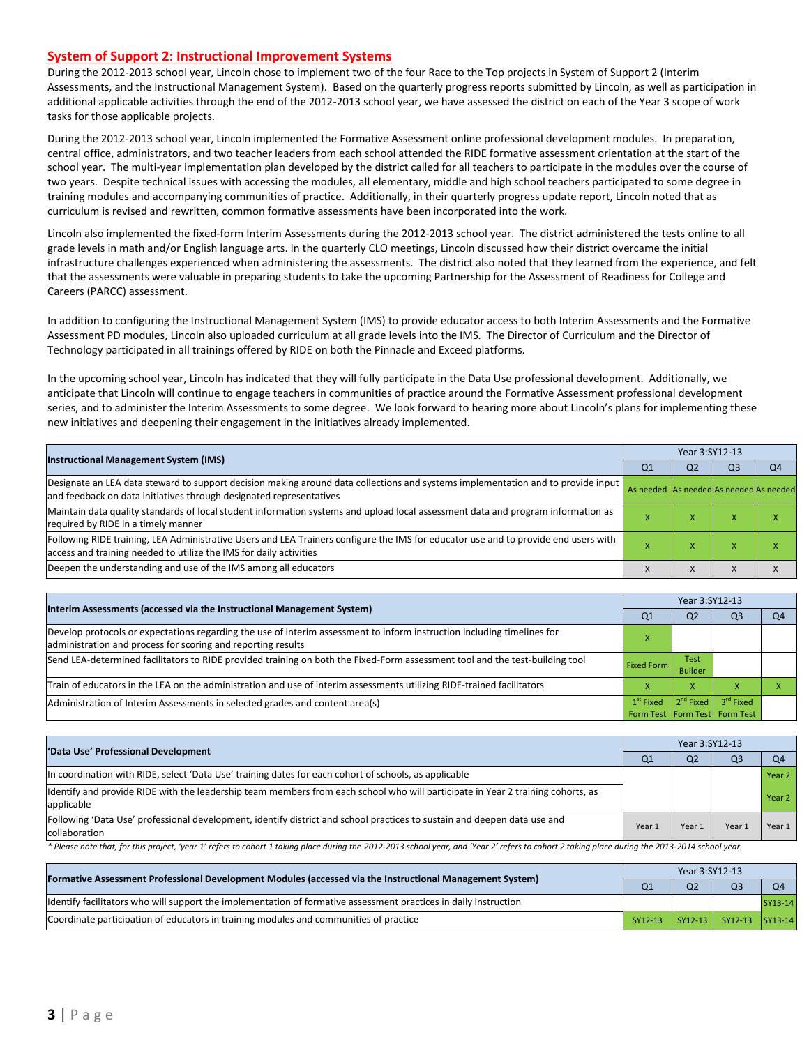## System of Support 2: Instructional Improvement Systems

During the 2012-2013 school year, Lincoln chose to implement two of the four Race to the Top projects in System of Support 2 (Interim Assessments, and the Instructional Management System). Based on the quarterly progress reports submitted by Lincoln, as well as participation in additional applicable activities through the end of the 2012-2013 school year, we have assessed the district on each of the Year 3 scope of work tasks for those applicable projects.

During the 2012-2013 school year, Lincoln implemented the Formative Assessment online professional development modules. In preparation, central office, administrators, and two teacher leaders from each school attended the RIDE formative assessment orientation at the start of the school year. The multi-year implementation plan developed by the district called for all teachers to participate in the modules over the course of two years. Despite technical issues with accessing the modules, all elementary, middle and high school teachers participated to some degree in training modules and accompanying communities of practice. Additionally, in their quarterly progress update report, Lincoln noted that as curriculum is revised and rewritten, common formative assessments have been incorporated into the work.

Lincoln also implemented the fixed-form Interim Assessments during the 2012-2013 school year. The district administered the tests online to all grade levels in math and/or English language arts. In the quarterly CLO meetings, Lincoln discussed how their district overcame the initial infrastructure challenges experienced when administering the assessments. The district also noted that they learned from the experience, and felt that the assessments were valuable in preparing students to take the upcoming Partnership for the Assessment of Readiness for College and Careers (PARCC) assessment.

In addition to configuring the Instructional Management System (IMS) to provide educator access to both Interim Assessments and the Formative Assessment PD modules, Lincoln also uploaded curriculum at all grade levels into the IMS. The Director of Curriculum and the Director of Technology participated in all trainings offered by RIDE on both the Pinnacle and Exceed platforms.

In the upcoming school year, Lincoln has indicated that they will fully participate in the Data Use professional development. Additionally, we anticipate that Lincoln will continue to engage teachers in communities of practice around the Formative Assessment professional development series, and to administer the Interim Assessments to some degree. We look forward to hearing more about Lincoln's plans for implementing these new initiatives and deepening their engagement in the initiatives already implemented.

| Instructional Management System (IMS) | Year 3:SY12-13 | | | |
|---|---|---|---|---|
| | Q1 | Q2 | Q3 | Q4 |
| Designate an LEA data steward to support decision making around data collections and systems implementation and to provide input and feedback on data initiatives through designated representatives | As needed | As needed | As needed | As needed |
| Maintain data quality standards of local student information systems and upload local assessment data and program information as required by RIDE in a timely manner | x | x | x | x |
| Following RIDE training, LEA Administrative Users and LEA Trainers configure the IMS for educator use and to provide end users with access and training needed to utilize the IMS for daily activities | x | x | x | x |
| Deepen the understanding and use of the IMS among all educators | x | x | x | x |

| Interim Assessments (accessed via the Instructional Management System) | Year 3:SY12-13 | | | |
|---|---|---|---|---|
| | Q1 | Q2 | Q3 | Q4 |
| Develop protocols or expectations regarding the use of interim assessment to inform instruction including timelines for administration and process for scoring and reporting results | x | | | |
| Send LEA-determined facilitators to RIDE provided training on both the Fixed-Form assessment tool and the test-building tool | Fixed Form | Test Builder | | |
| Train of educators in the LEA on the administration and use of interim assessments utilizing RIDE-trained facilitators | x | x | x | x |
| Administration of Interim Assessments in selected grades and content area(s) | 1st Fixed Form Test | 2nd Fixed Form Test | 3rd Fixed Form Test | |

| 'Data Use' Professional Development | Year 3:SY12-13 | | | |
|---|---|---|---|---|
| | Q1 | Q2 | Q3 | Q4 |
| In coordination with RIDE, select 'Data Use' training dates for each cohort of schools, as applicable | | | | Year 2 |
| Identify and provide RIDE with the leadership team members from each school who will participate in Year 2 training cohorts, as applicable | | | | Year 2 |
| Following 'Data Use' professional development, identify district and school practices to sustain and deepen data use and collaboration | Year 1 | Year 1 | Year 1 | Year 1 |

*\* Please note that, for this project, 'year 1' refers to cohort 1 taking place during the 2012-2013 school year, and 'Year 2' refers to cohort 2 taking place during the 2013-2014 school year.*

| Formative Assessment Professional Development Modules (accessed via the Instructional Management System) | Year 3:SY12-13 | | | |
|---|---|---|---|---|
| | Q1 | Q2 | Q3 | Q4 |
| Identify facilitators who will support the implementation of formative assessment practices in daily instruction | | | | SY13-14 |
| Coordinate participation of educators in training modules and communities of practice | SY12-13 | SY12-13 | SY12-13 | SY13-14 |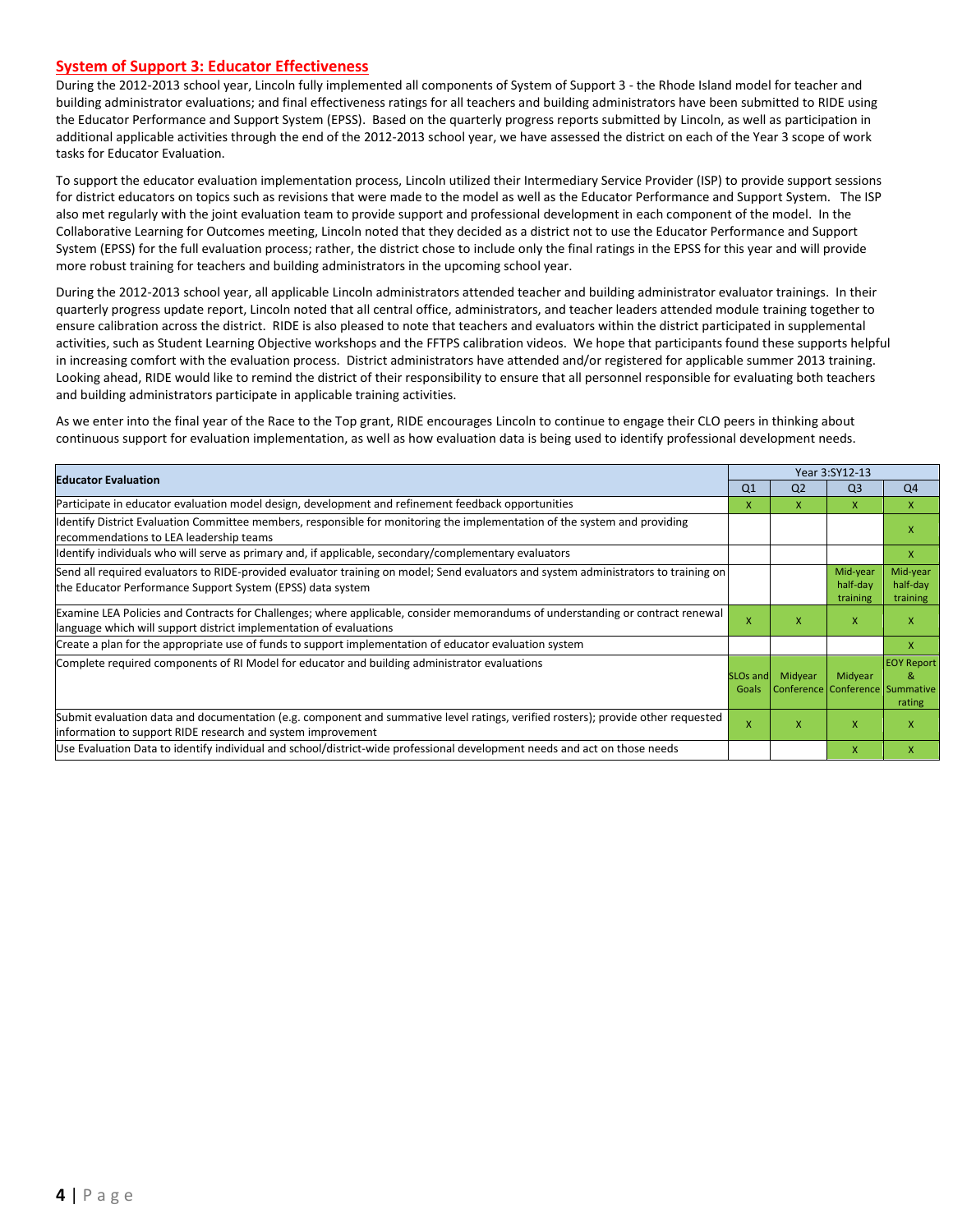## System of Support 3: Educator Effectiveness

During the 2012-2013 school year, Lincoln fully implemented all components of System of Support 3 - the Rhode Island model for teacher and building administrator evaluations; and final effectiveness ratings for all teachers and building administrators have been submitted to RIDE using the Educator Performance and Support System (EPSS). Based on the quarterly progress reports submitted by Lincoln, as well as participation in additional applicable activities through the end of the 2012-2013 school year, we have assessed the district on each of the Year 3 scope of work tasks for Educator Evaluation.

To support the educator evaluation implementation process, Lincoln utilized their Intermediary Service Provider (ISP) to provide support sessions for district educators on topics such as revisions that were made to the model as well as the Educator Performance and Support System. The ISP also met regularly with the joint evaluation team to provide support and professional development in each component of the model. In the Collaborative Learning for Outcomes meeting, Lincoln noted that they decided as a district not to use the Educator Performance and Support System (EPSS) for the full evaluation process; rather, the district chose to include only the final ratings in the EPSS for this year and will provide more robust training for teachers and building administrators in the upcoming school year.

During the 2012-2013 school year, all applicable Lincoln administrators attended teacher and building administrator evaluator trainings. In their quarterly progress update report, Lincoln noted that all central office, administrators, and teacher leaders attended module training together to ensure calibration across the district. RIDE is also pleased to note that teachers and evaluators within the district participated in supplemental activities, such as Student Learning Objective workshops and the FFTPS calibration videos. We hope that participants found these supports helpful in increasing comfort with the evaluation process. District administrators have attended and/or registered for applicable summer 2013 training. Looking ahead, RIDE would like to remind the district of their responsibility to ensure that all personnel responsible for evaluating both teachers and building administrators participate in applicable training activities.

As we enter into the final year of the Race to the Top grant, RIDE encourages Lincoln to continue to engage their CLO peers in thinking about continuous support for evaluation implementation, as well as how evaluation data is being used to identify professional development needs.

| Educator Evaluation | Year 3:SY12-13 | | | |
|---|---|---|---|---|
| | Q1 | Q2 | Q3 | Q4 |
| Participate in educator evaluation model design, development and refinement feedback opportunities | x | x | x | x |
| Identify District Evaluation Committee members, responsible for monitoring the implementation of the system and providing recommendations to LEA leadership teams | | | | x |
| Identify individuals who will serve as primary and, if applicable, secondary/complementary evaluators | | | | x |
| Send all required evaluators to RIDE-provided evaluator training on model; Send evaluators and system administrators to training on the Educator Performance Support System (EPSS) data system | | | Mid-year half-day training | Mid-year half-day training |
| Examine LEA Policies and Contracts for Challenges; where applicable, consider memorandums of understanding or contract renewal language which will support district implementation of evaluations | x | x | x | x |
| Create a plan for the appropriate use of funds to support implementation of educator evaluation system | | | | x |
| Complete required components of RI Model for educator and building administrator evaluations | SLOs and Goals | Midyear Conference | Midyear Conference | EOY Report & Summative rating |
| Submit evaluation data and documentation (e.g. component and summative level ratings, verified rosters); provide other requested information to support RIDE research and system improvement | x | x | x | x |
| Use Evaluation Data to identify individual and school/district-wide professional development needs and act on those needs | | | x | x |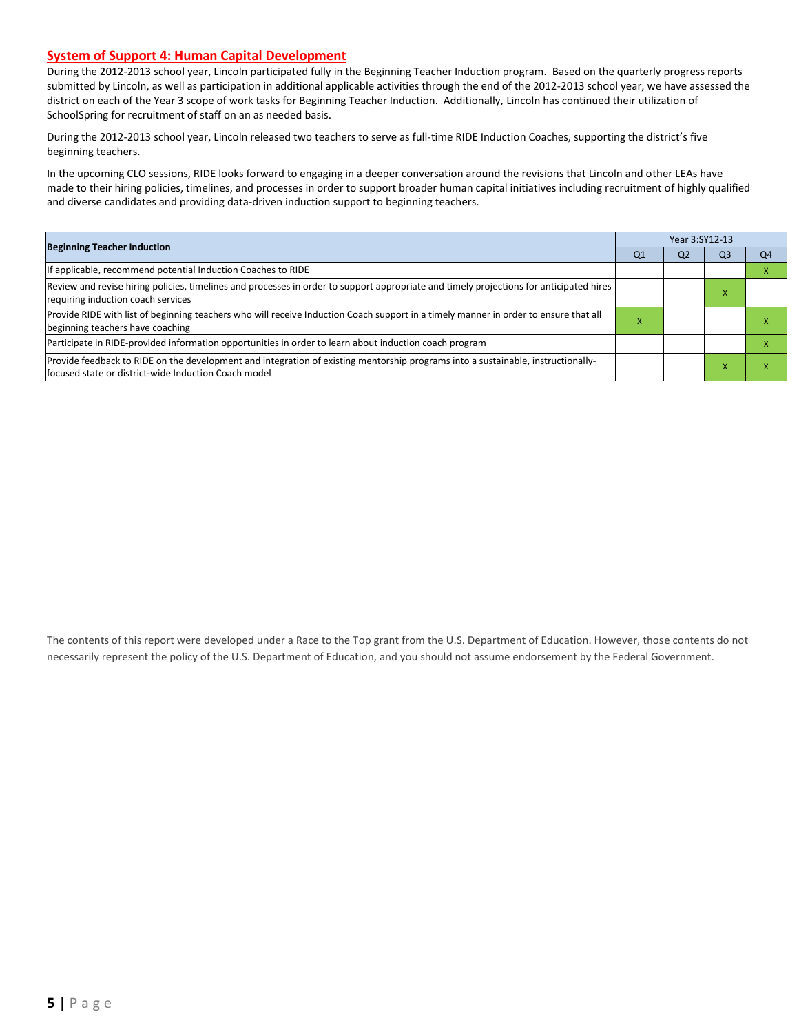## System of Support 4: Human Capital Development

During the 2012-2013 school year, Lincoln participated fully in the Beginning Teacher Induction program. Based on the quarterly progress reports submitted by Lincoln, as well as participation in additional applicable activities through the end of the 2012-2013 school year, we have assessed the district on each of the Year 3 scope of work tasks for Beginning Teacher Induction. Additionally, Lincoln has continued their utilization of SchoolSpring for recruitment of staff on an as needed basis.

During the 2012-2013 school year, Lincoln released two teachers to serve as full-time RIDE Induction Coaches, supporting the district's five beginning teachers.

In the upcoming CLO sessions, RIDE looks forward to engaging in a deeper conversation around the revisions that Lincoln and other LEAs have made to their hiring policies, timelines, and processes in order to support broader human capital initiatives including recruitment of highly qualified and diverse candidates and providing data-driven induction support to beginning teachers.

| **Beginning Teacher Induction** | Year 3:SY12-13 | | | |
|---|---|---|---|---|
| | Q1 | Q2 | Q3 | Q4 |
| If applicable, recommend potential Induction Coaches to RIDE | | | | X |
| Review and revise hiring policies, timelines and processes in order to support appropriate and timely projections for anticipated hires requiring induction coach services | | | X | |
| Provide RIDE with list of beginning teachers who will receive Induction Coach support in a timely manner in order to ensure that all beginning teachers have coaching | X | | | X |
| Participate in RIDE-provided information opportunities in order to learn about induction coach program | | | | X |
| Provide feedback to RIDE on the development and integration of existing mentorship programs into a sustainable, instructionally-focused state or district-wide Induction Coach model | | | X | X |

The contents of this report were developed under a Race to the Top grant from the U.S. Department of Education. However, those contents do not necessarily represent the policy of the U.S. Department of Education, and you should not assume endorsement by the Federal Government.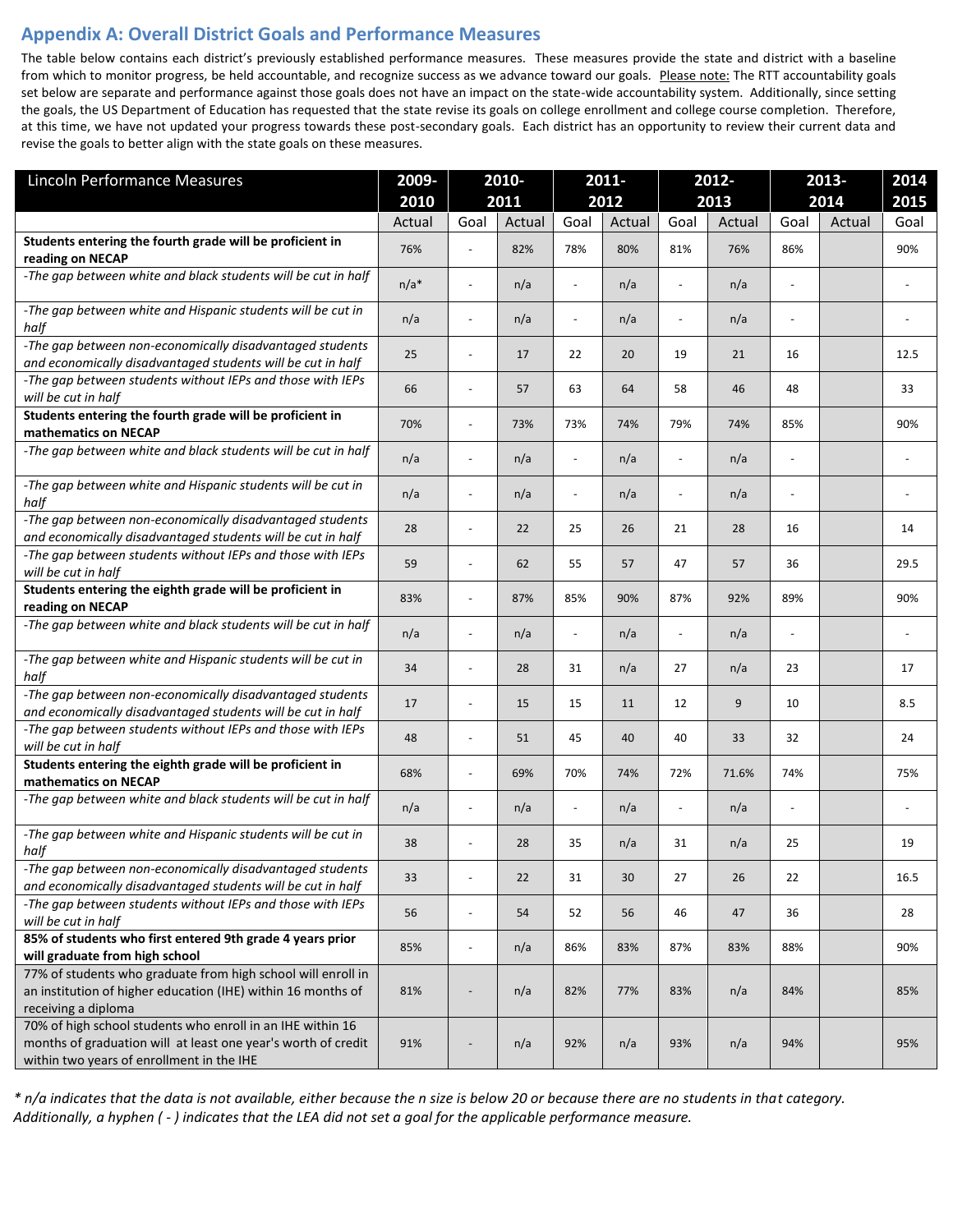## Appendix A: Overall District Goals and Performance Measures

The table below contains each district's previously established performance measures. These measures provide the state and district with a baseline from which to monitor progress, be held accountable, and recognize success as we advance toward our goals. Please note: The RTT accountability goals set below are separate and performance against those goals does not have an impact on the state-wide accountability system. Additionally, since setting the goals, the US Department of Education has requested that the state revise its goals on college enrollment and college course completion. Therefore, at this time, we have not updated your progress towards these post-secondary goals. Each district has an opportunity to review their current data and revise the goals to better align with the state goals on these measures.

| Lincoln Performance Measures | 2009-2010 | 2010-2011 | | 2011-2012 | | 2012-2013 | | 2013-2014 | | 2014 2015 |
|---|---|---|---|---|---|---|---|---|---|---|
| | Actual | Goal | Actual | Goal | Actual | Goal | Actual | Goal | Actual | Goal |
| **Students entering the fourth grade will be proficient in reading on NECAP** | 76% | - | 82% | 78% | 80% | 81% | 76% | 86% | | 90% |
| *-The gap between white and black students will be cut in half* | n/a* | - | n/a | - | n/a | - | n/a | - | | - |
| *-The gap between white and Hispanic students will be cut in half* | n/a | - | n/a | - | n/a | - | n/a | - | | - |
| *-The gap between non-economically disadvantaged students and economically disadvantaged students will be cut in half* | 25 | - | 17 | 22 | 20 | 19 | 21 | 16 | | 12.5 |
| *-The gap between students without IEPs and those with IEPs will be cut in half* | 66 | - | 57 | 63 | 64 | 58 | 46 | 48 | | 33 |
| **Students entering the fourth grade will be proficient in mathematics on NECAP** | 70% | - | 73% | 73% | 74% | 79% | 74% | 85% | | 90% |
| *-The gap between white and black students will be cut in half* | n/a | - | n/a | - | n/a | - | n/a | - | | - |
| *-The gap between white and Hispanic students will be cut in half* | n/a | - | n/a | - | n/a | - | n/a | - | | - |
| *-The gap between non-economically disadvantaged students and economically disadvantaged students will be cut in half* | 28 | - | 22 | 25 | 26 | 21 | 28 | 16 | | 14 |
| *-The gap between students without IEPs and those with IEPs will be cut in half* | 59 | - | 62 | 55 | 57 | 47 | 57 | 36 | | 29.5 |
| **Students entering the eighth grade will be proficient in reading on NECAP** | 83% | - | 87% | 85% | 90% | 87% | 92% | 89% | | 90% |
| *-The gap between white and black students will be cut in half* | n/a | - | n/a | - | n/a | - | n/a | - | | - |
| *-The gap between white and Hispanic students will be cut in half* | 34 | - | 28 | 31 | n/a | 27 | n/a | 23 | | 17 |
| *-The gap between non-economically disadvantaged students and economically disadvantaged students will be cut in half* | 17 | - | 15 | 15 | 11 | 12 | 9 | 10 | | 8.5 |
| *-The gap between students without IEPs and those with IEPs will be cut in half* | 48 | - | 51 | 45 | 40 | 40 | 33 | 32 | | 24 |
| **Students entering the eighth grade will be proficient in mathematics on NECAP** | 68% | - | 69% | 70% | 74% | 72% | 71.6% | 74% | | 75% |
| *-The gap between white and black students will be cut in half* | n/a | - | n/a | - | n/a | - | n/a | - | | - |
| *-The gap between white and Hispanic students will be cut in half* | 38 | - | 28 | 35 | n/a | 31 | n/a | 25 | | 19 |
| *-The gap between non-economically disadvantaged students and economically disadvantaged students will be cut in half* | 33 | - | 22 | 31 | 30 | 27 | 26 | 22 | | 16.5 |
| *-The gap between students without IEPs and those with IEPs will be cut in half* | 56 | - | 54 | 52 | 56 | 46 | 47 | 36 | | 28 |
| **85% of students who first entered 9th grade 4 years prior will graduate from high school** | 85% | - | n/a | 86% | 83% | 87% | 83% | 88% | | 90% |
| 77% of students who graduate from high school will enroll in an institution of higher education (IHE) within 16 months of receiving a diploma | 81% | - | n/a | 82% | 77% | 83% | n/a | 84% | | 85% |
| 70% of high school students who enroll in an IHE within 16 months of graduation will at least one year's worth of credit within two years of enrollment in the IHE | 91% | - | n/a | 92% | n/a | 93% | n/a | 94% | | 95% |

*\* n/a indicates that the data is not available, either because the n size is below 20 or because there are no students in that category. Additionally, a hyphen ( - ) indicates that the LEA did not set a goal for the applicable performance measure.*